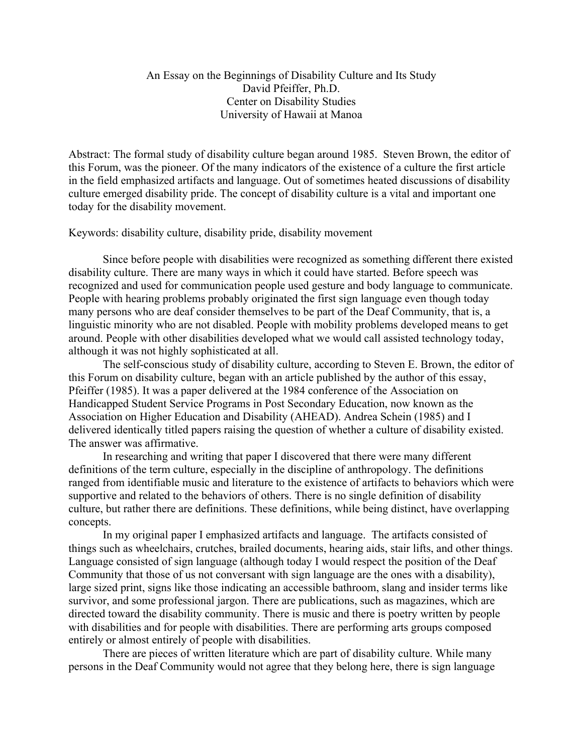# An Essay on the Beginnings of Disability Culture and Its Study

David Pfeiffer, Ph.D.
Center on Disability Studies
University of Hawaii at Manoa

Abstract: The formal study of disability culture began around 1985. Steven Brown, the editor of this Forum, was the pioneer. Of the many indicators of the existence of a culture the first article in the field emphasized artifacts and language. Out of sometimes heated discussions of disability culture emerged disability pride. The concept of disability culture is a vital and important one today for the disability movement.

Keywords: disability culture, disability pride, disability movement

Since before people with disabilities were recognized as something different there existed disability culture. There are many ways in which it could have started. Before speech was recognized and used for communication people used gesture and body language to communicate. People with hearing problems probably originated the first sign language even though today many persons who are deaf consider themselves to be part of the Deaf Community, that is, a linguistic minority who are not disabled. People with mobility problems developed means to get around. People with other disabilities developed what we would call assisted technology today, although it was not highly sophisticated at all.

The self-conscious study of disability culture, according to Steven E. Brown, the editor of this Forum on disability culture, began with an article published by the author of this essay, Pfeiffer (1985). It was a paper delivered at the 1984 conference of the Association on Handicapped Student Service Programs in Post Secondary Education, now known as the Association on Higher Education and Disability (AHEAD). Andrea Schein (1985) and I delivered identically titled papers raising the question of whether a culture of disability existed. The answer was affirmative.

In researching and writing that paper I discovered that there were many different definitions of the term culture, especially in the discipline of anthropology. The definitions ranged from identifiable music and literature to the existence of artifacts to behaviors which were supportive and related to the behaviors of others. There is no single definition of disability culture, but rather there are definitions. These definitions, while being distinct, have overlapping concepts.

In my original paper I emphasized artifacts and language. The artifacts consisted of things such as wheelchairs, crutches, brailed documents, hearing aids, stair lifts, and other things. Language consisted of sign language (although today I would respect the position of the Deaf Community that those of us not conversant with sign language are the ones with a disability), large sized print, signs like those indicating an accessible bathroom, slang and insider terms like survivor, and some professional jargon. There are publications, such as magazines, which are directed toward the disability community. There is music and there is poetry written by people with disabilities and for people with disabilities. There are performing arts groups composed entirely or almost entirely of people with disabilities.

There are pieces of written literature which are part of disability culture. While many persons in the Deaf Community would not agree that they belong here, there is sign language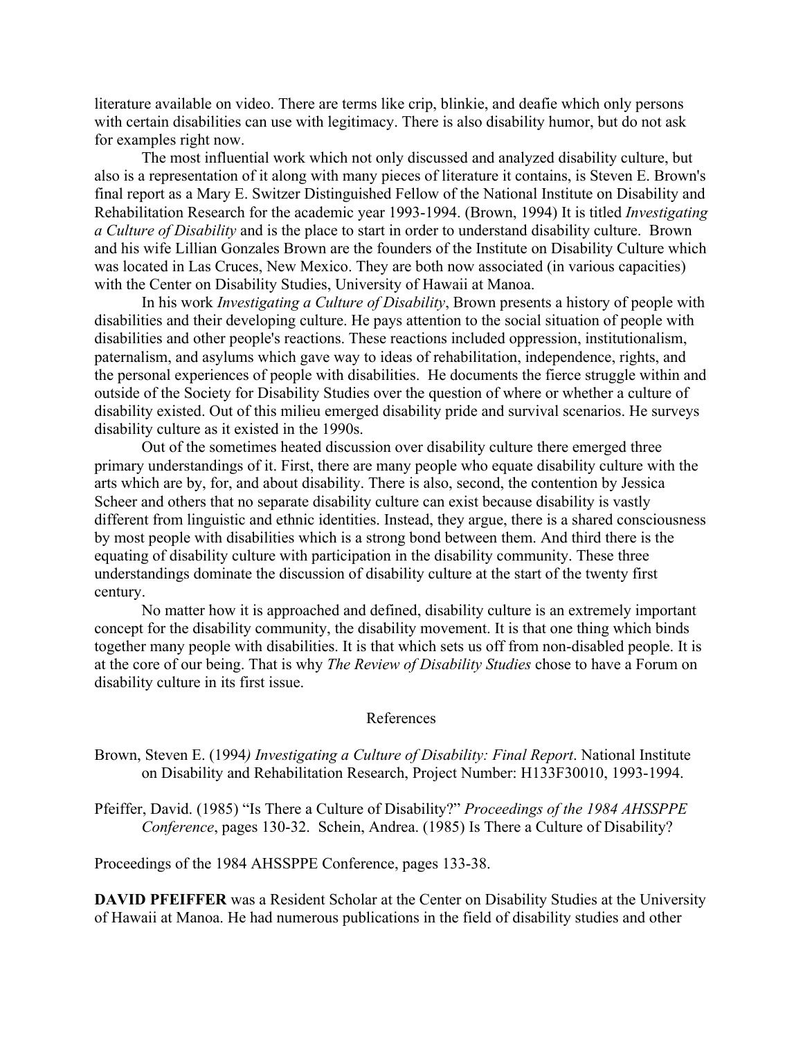literature available on video. There are terms like crip, blinkie, and deafie which only persons with certain disabilities can use with legitimacy. There is also disability humor, but do not ask for examples right now.

The most influential work which not only discussed and analyzed disability culture, but also is a representation of it along with many pieces of literature it contains, is Steven E. Brown's final report as a Mary E. Switzer Distinguished Fellow of the National Institute on Disability and Rehabilitation Research for the academic year 1993-1994. (Brown, 1994) It is titled *Investigating a Culture of Disability* and is the place to start in order to understand disability culture. Brown and his wife Lillian Gonzales Brown are the founders of the Institute on Disability Culture which was located in Las Cruces, New Mexico. They are both now associated (in various capacities) with the Center on Disability Studies, University of Hawaii at Manoa.

In his work *Investigating a Culture of Disability*, Brown presents a history of people with disabilities and their developing culture. He pays attention to the social situation of people with disabilities and other people's reactions. These reactions included oppression, institutionalism, paternalism, and asylums which gave way to ideas of rehabilitation, independence, rights, and the personal experiences of people with disabilities. He documents the fierce struggle within and outside of the Society for Disability Studies over the question of where or whether a culture of disability existed. Out of this milieu emerged disability pride and survival scenarios. He surveys disability culture as it existed in the 1990s.

Out of the sometimes heated discussion over disability culture there emerged three primary understandings of it. First, there are many people who equate disability culture with the arts which are by, for, and about disability. There is also, second, the contention by Jessica Scheer and others that no separate disability culture can exist because disability is vastly different from linguistic and ethnic identities. Instead, they argue, there is a shared consciousness by most people with disabilities which is a strong bond between them. And third there is the equating of disability culture with participation in the disability community. These three understandings dominate the discussion of disability culture at the start of the twenty first century.

No matter how it is approached and defined, disability culture is an extremely important concept for the disability community, the disability movement. It is that one thing which binds together many people with disabilities. It is that which sets us off from non-disabled people. It is at the core of our being. That is why *The Review of Disability Studies* chose to have a Forum on disability culture in its first issue.

## References

Brown, Steven E. (1994*) Investigating a Culture of Disability: Final Report*. National Institute on Disability and Rehabilitation Research, Project Number: H133F30010, 1993-1994.

Pfeiffer, David. (1985) "Is There a Culture of Disability?" *Proceedings of the 1984 AHSSPPE Conference*, pages 130-32. Schein, Andrea. (1985) Is There a Culture of Disability?

Proceedings of the 1984 AHSSPPE Conference, pages 133-38.

**DAVID PFEIFFER** was a Resident Scholar at the Center on Disability Studies at the University of Hawaii at Manoa. He had numerous publications in the field of disability studies and other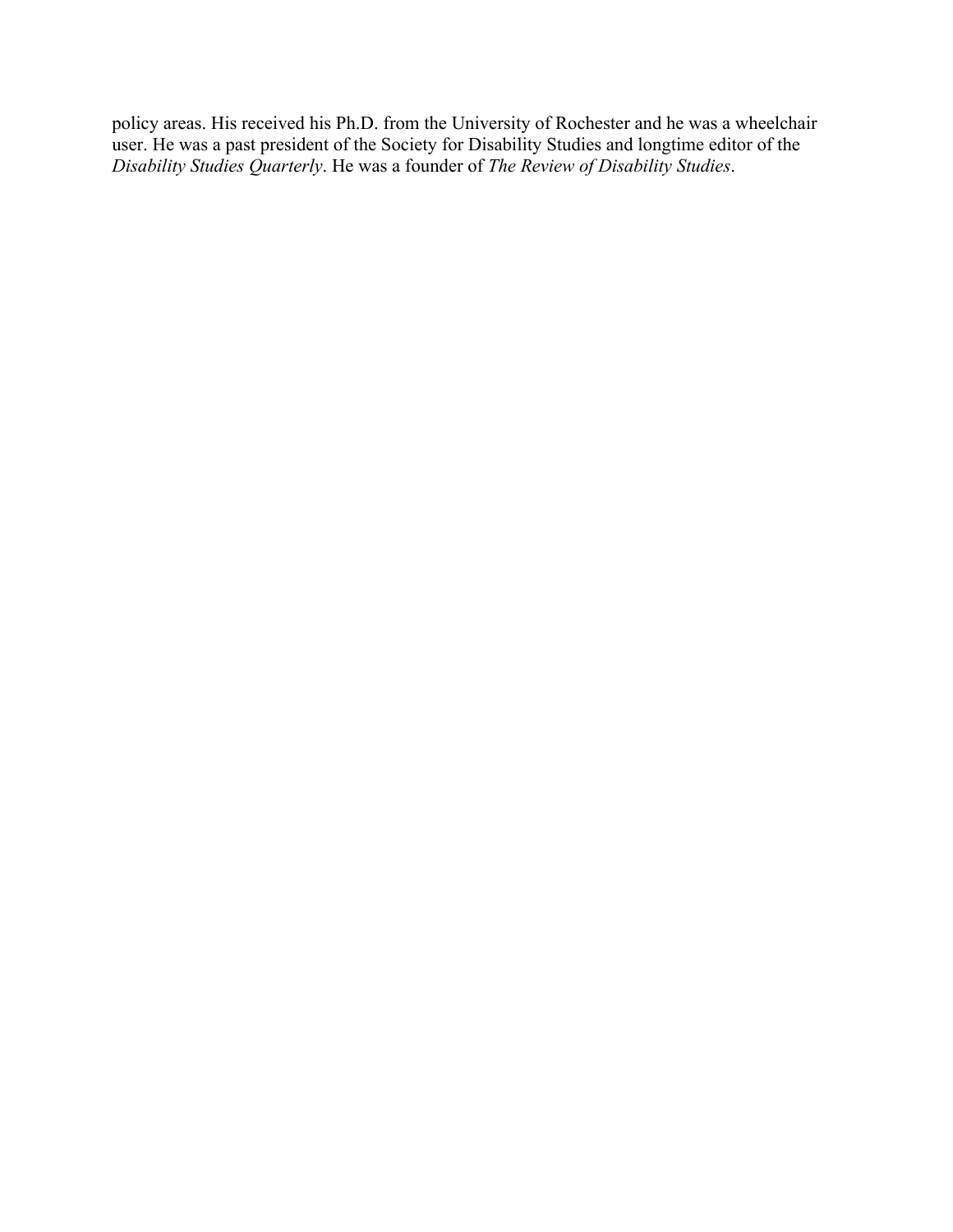policy areas. His received his Ph.D. from the University of Rochester and he was a wheelchair user. He was a past president of the Society for Disability Studies and longtime editor of the *Disability Studies Quarterly*. He was a founder of *The Review of Disability Studies*.